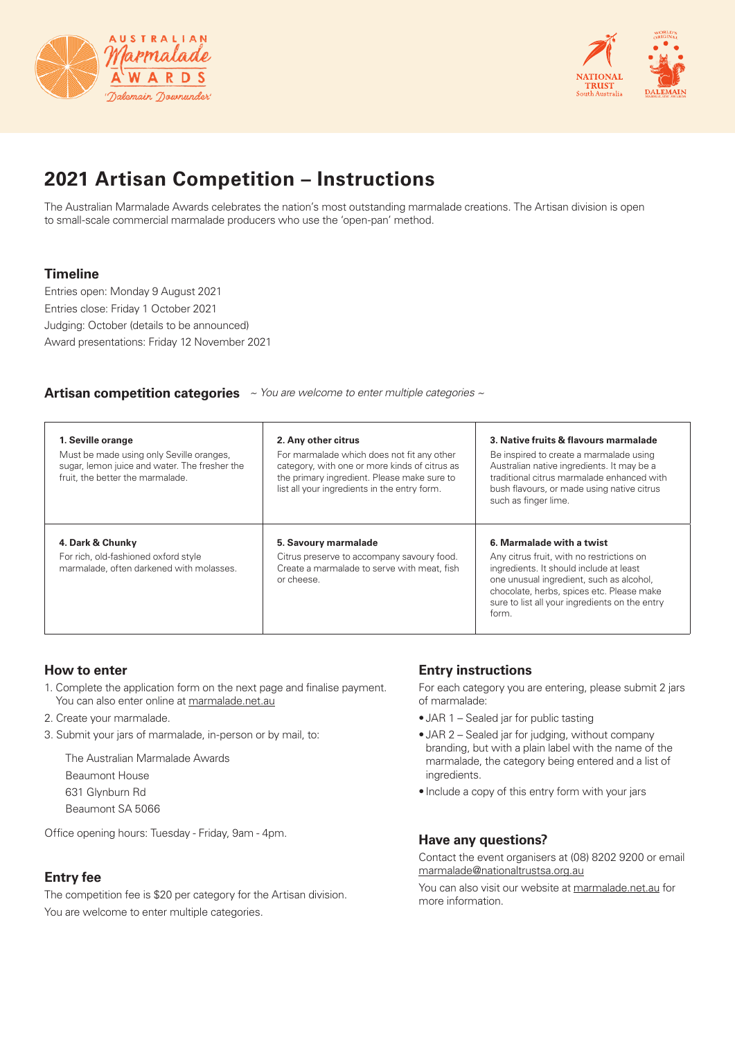# 2021 Artisan Competition – Instructions

The Australian Marmalade Awards celebrates the nation's most outstanding marmalade creations. The Artisan division is open to small-scale commercial marmalade producers who use the 'open-pan' method.

## Timeline

Entries open: Monday 9 August 2021
Entries close: Friday 1 October 2021
Judging: October (details to be announced)
Award presentations: Friday 12 November 2021

## Artisan competition categories

*~ You are welcome to enter multiple categories ~*

| | | |
|---|---|---|
| **1. Seville orange**<br>Must be made using only Seville oranges, sugar, lemon juice and water. The fresher the fruit, the better the marmalade. | **2. Any other citrus**<br>For marmalade which does not fit any other category, with one or more kinds of citrus as the primary ingredient. Please make sure to list all your ingredients in the entry form. | **3. Native fruits & flavours marmalade**<br>Be inspired to create a marmalade using Australian native ingredients. It may be a traditional citrus marmalade enhanced with bush flavours, or made using native citrus such as finger lime. |
| **4. Dark & Chunky**<br>For rich, old-fashioned oxford style marmalade, often darkened with molasses. | **5. Savoury marmalade**<br>Citrus preserve to accompany savoury food. Create a marmalade to serve with meat, fish or cheese. | **6. Marmalade with a twist**<br>Any citrus fruit, with no restrictions on ingredients. It should include at least one unusual ingredient, such as alcohol, chocolate, herbs, spices etc. Please make sure to list all your ingredients on the entry form. |

## How to enter

1. Complete the application form on the next page and finalise payment. You can also enter online at marmalade.net.au
2. Create your marmalade.
3. Submit your jars of marmalade, in-person or by mail, to:

   The Australian Marmalade Awards
   Beaumont House
   631 Glynburn Rd
   Beaumont SA 5066

Office opening hours: Tuesday - Friday, 9am - 4pm.

## Entry fee

The competition fee is $20 per category for the Artisan division.

You are welcome to enter multiple categories.

## Entry instructions

For each category you are entering, please submit 2 jars of marmalade:

- JAR 1 – Sealed jar for public tasting
- JAR 2 – Sealed jar for judging, without company branding, but with a plain label with the name of the marmalade, the category being entered and a list of ingredients.
- Include a copy of this entry form with your jars

## Have any questions?

Contact the event organisers at (08) 8202 9200 or email marmalade@nationaltrustsa.org.au

You can also visit our website at marmalade.net.au for more information.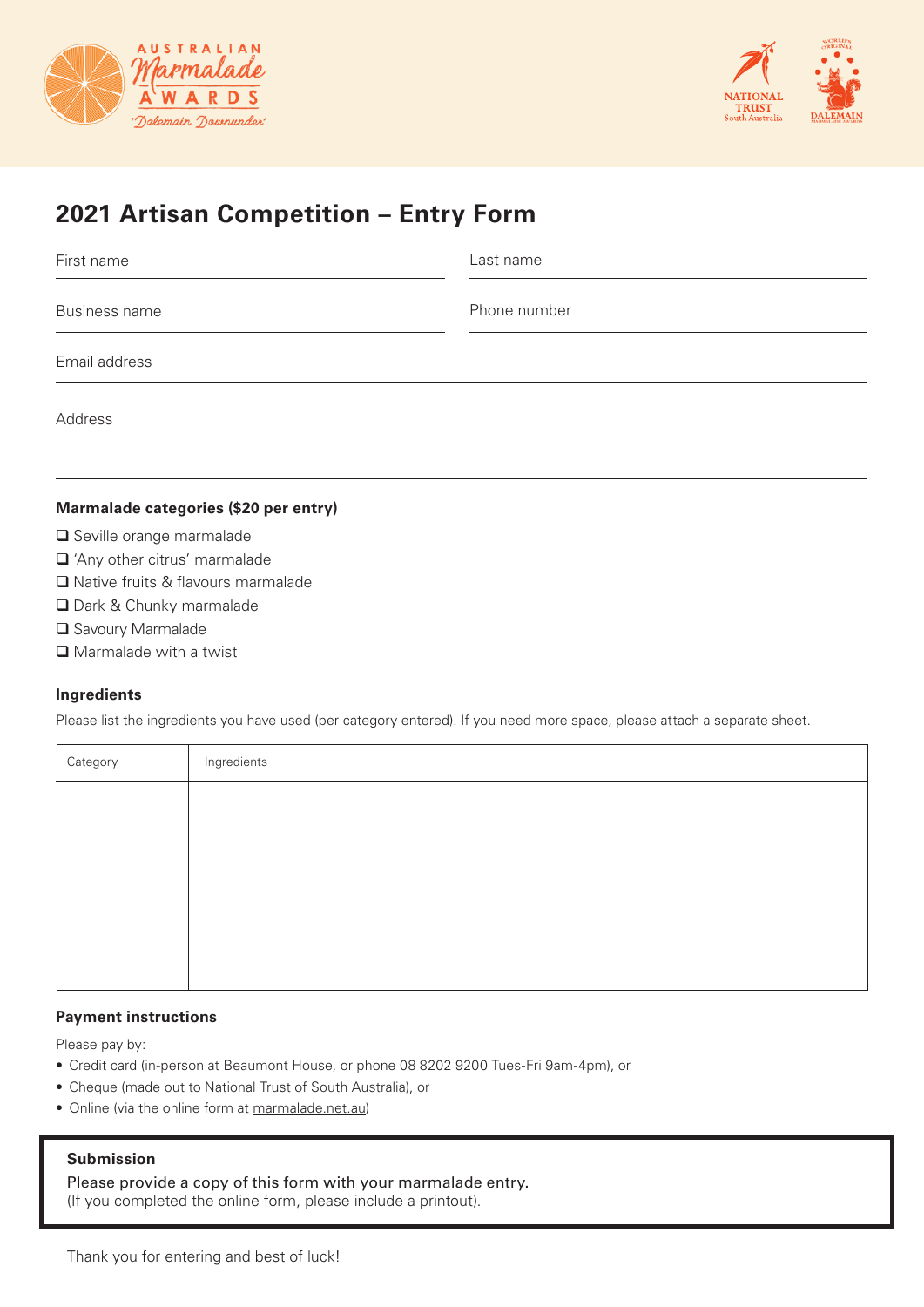## 2021 Artisan Competition – Entry Form

First name

Last name

Business name

Phone number

Email address

Address

### Marmalade categories ($20 per entry)

- ❑ Seville orange marmalade
- ❑ 'Any other citrus' marmalade
- ❑ Native fruits & flavours marmalade
- ❑ Dark & Chunky marmalade
- ❑ Savoury Marmalade
- ❑ Marmalade with a twist

### Ingredients

Please list the ingredients you have used (per category entered). If you need more space, please attach a separate sheet.

| Category | Ingredients |
|---|---|
| | |

### Payment instructions

Please pay by:

- Credit card (in-person at Beaumont House, or phone 08 8202 9200 Tues-Fri 9am-4pm), or
- Cheque (made out to National Trust of South Australia), or
- Online (via the online form at marmalade.net.au)

**Submission**

Please provide a copy of this form with your marmalade entry.
(If you completed the online form, please include a printout).

Thank you for entering and best of luck!